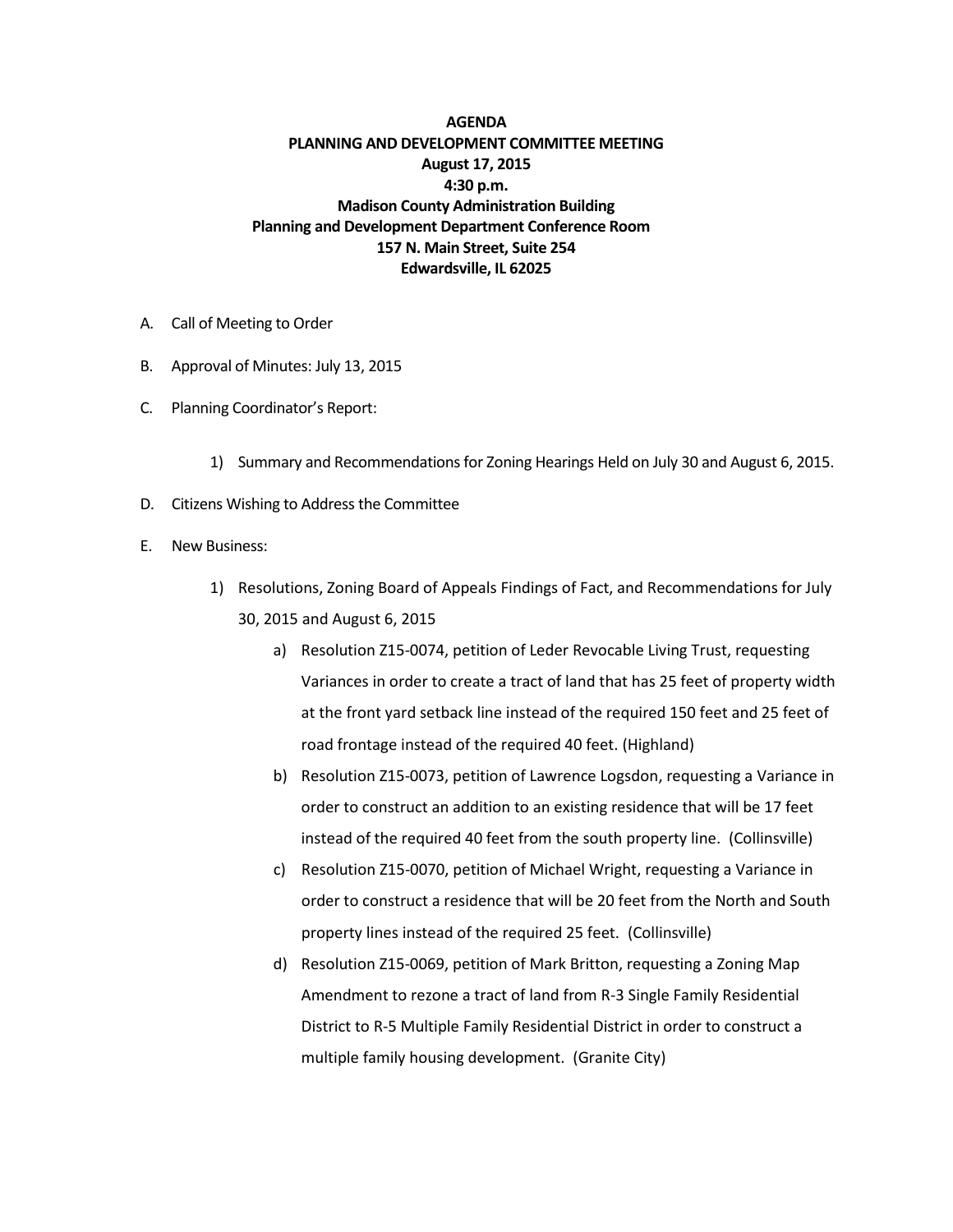**AGENDA**
**PLANNING AND DEVELOPMENT COMMITTEE MEETING**
**August 17, 2015**
**4:30 p.m.**
**Madison County Administration Building**
**Planning and Development Department Conference Room**
**157 N. Main Street, Suite 254**
**Edwardsville, IL 62025**

A. Call of Meeting to Order

B. Approval of Minutes: July 13, 2015

C. Planning Coordinator's Report:

   1) Summary and Recommendations for Zoning Hearings Held on July 30 and August 6, 2015.

D. Citizens Wishing to Address the Committee

E. New Business:

   1) Resolutions, Zoning Board of Appeals Findings of Fact, and Recommendations for July 30, 2015 and August 6, 2015

      a) Resolution Z15-0074, petition of Leder Revocable Living Trust, requesting Variances in order to create a tract of land that has 25 feet of property width at the front yard setback line instead of the required 150 feet and 25 feet of road frontage instead of the required 40 feet. (Highland)

      b) Resolution Z15-0073, petition of Lawrence Logsdon, requesting a Variance in order to construct an addition to an existing residence that will be 17 feet instead of the required 40 feet from the south property line. (Collinsville)

      c) Resolution Z15-0070, petition of Michael Wright, requesting a Variance in order to construct a residence that will be 20 feet from the North and South property lines instead of the required 25 feet. (Collinsville)

      d) Resolution Z15-0069, petition of Mark Britton, requesting a Zoning Map Amendment to rezone a tract of land from R-3 Single Family Residential District to R-5 Multiple Family Residential District in order to construct a multiple family housing development. (Granite City)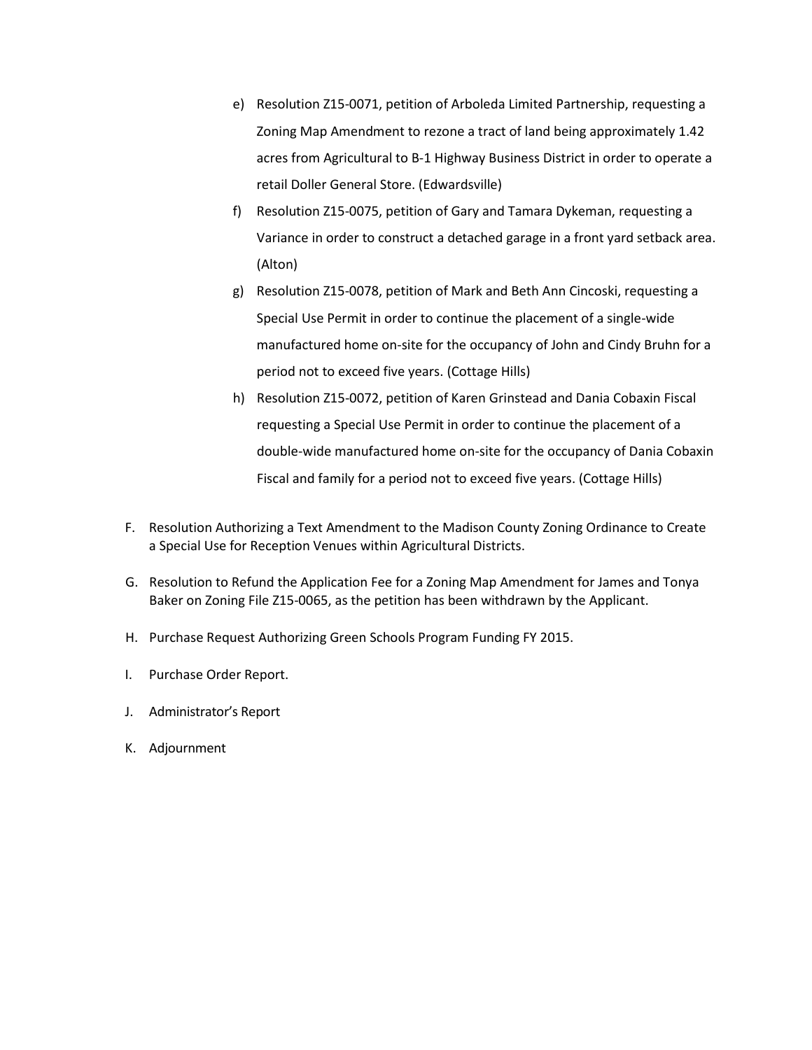e) Resolution Z15-0071, petition of Arboleda Limited Partnership, requesting a Zoning Map Amendment to rezone a tract of land being approximately 1.42 acres from Agricultural to B-1 Highway Business District in order to operate a retail Doller General Store. (Edwardsville)

f) Resolution Z15-0075, petition of Gary and Tamara Dykeman, requesting a Variance in order to construct a detached garage in a front yard setback area. (Alton)

g) Resolution Z15-0078, petition of Mark and Beth Ann Cincoski, requesting a Special Use Permit in order to continue the placement of a single-wide manufactured home on-site for the occupancy of John and Cindy Bruhn for a period not to exceed five years. (Cottage Hills)

h) Resolution Z15-0072, petition of Karen Grinstead and Dania Cobaxin Fiscal requesting a Special Use Permit in order to continue the placement of a double-wide manufactured home on-site for the occupancy of Dania Cobaxin Fiscal and family for a period not to exceed five years. (Cottage Hills)

F. Resolution Authorizing a Text Amendment to the Madison County Zoning Ordinance to Create a Special Use for Reception Venues within Agricultural Districts.

G. Resolution to Refund the Application Fee for a Zoning Map Amendment for James and Tonya Baker on Zoning File Z15-0065, as the petition has been withdrawn by the Applicant.

H. Purchase Request Authorizing Green Schools Program Funding FY 2015.

I. Purchase Order Report.

J. Administrator's Report

K. Adjournment